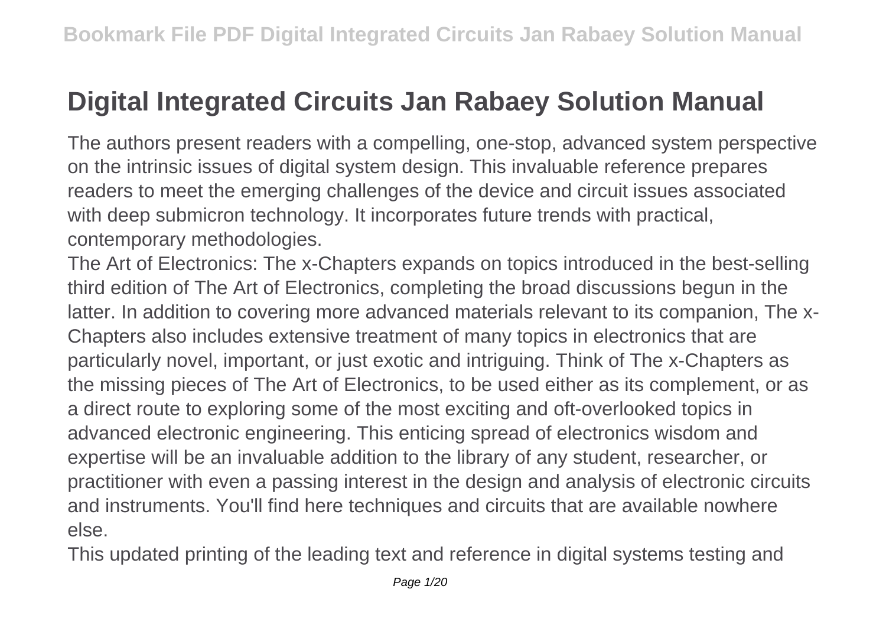# Digital Integrated Circuits Jan Rabaey Solution Manual

The authors present readers with a compelling, one-stop, advanced system perspective on the intrinsic issues of digital system design. This invaluable reference prepares readers to meet the emerging challenges of the device and circuit issues associated with deep submicron technology. It incorporates future trends with practical, contemporary methodologies.

The Art of Electronics: The x-Chapters expands on topics introduced in the best-selling third edition of The Art of Electronics, completing the broad discussions begun in the latter. In addition to covering more advanced materials relevant to its companion, The x-Chapters also includes extensive treatment of many topics in electronics that are particularly novel, important, or just exotic and intriguing. Think of The x-Chapters as the missing pieces of The Art of Electronics, to be used either as its complement, or as a direct route to exploring some of the most exciting and oft-overlooked topics in advanced electronic engineering. This enticing spread of electronics wisdom and expertise will be an invaluable addition to the library of any student, researcher, or practitioner with even a passing interest in the design and analysis of electronic circuits and instruments. You'll find here techniques and circuits that are available nowhere else.

This updated printing of the leading text and reference in digital systems testing and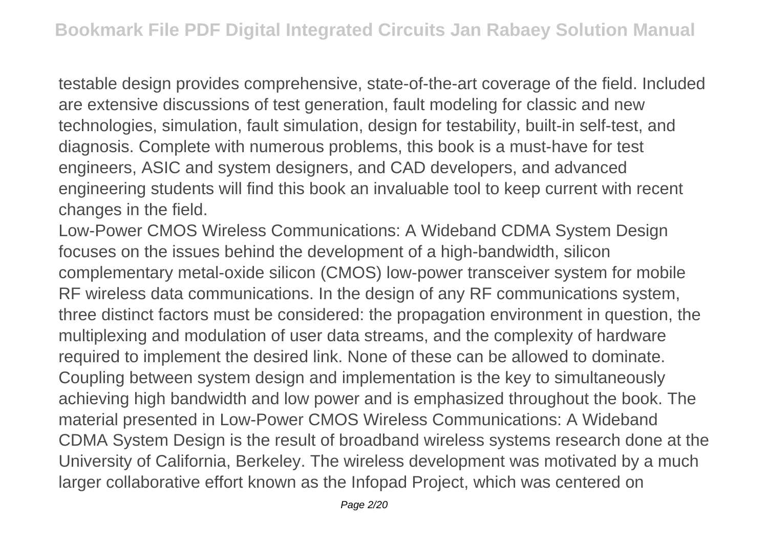testable design provides comprehensive, state-of-the-art coverage of the field. Included are extensive discussions of test generation, fault modeling for classic and new technologies, simulation, fault simulation, design for testability, built-in self-test, and diagnosis. Complete with numerous problems, this book is a must-have for test engineers, ASIC and system designers, and CAD developers, and advanced engineering students will find this book an invaluable tool to keep current with recent changes in the field.

Low-Power CMOS Wireless Communications: A Wideband CDMA System Design focuses on the issues behind the development of a high-bandwidth, silicon complementary metal-oxide silicon (CMOS) low-power transceiver system for mobile RF wireless data communications. In the design of any RF communications system, three distinct factors must be considered: the propagation environment in question, the multiplexing and modulation of user data streams, and the complexity of hardware required to implement the desired link. None of these can be allowed to dominate. Coupling between system design and implementation is the key to simultaneously achieving high bandwidth and low power and is emphasized throughout the book. The material presented in Low-Power CMOS Wireless Communications: A Wideband CDMA System Design is the result of broadband wireless systems research done at the University of California, Berkeley. The wireless development was motivated by a much larger collaborative effort known as the Infopad Project, which was centered on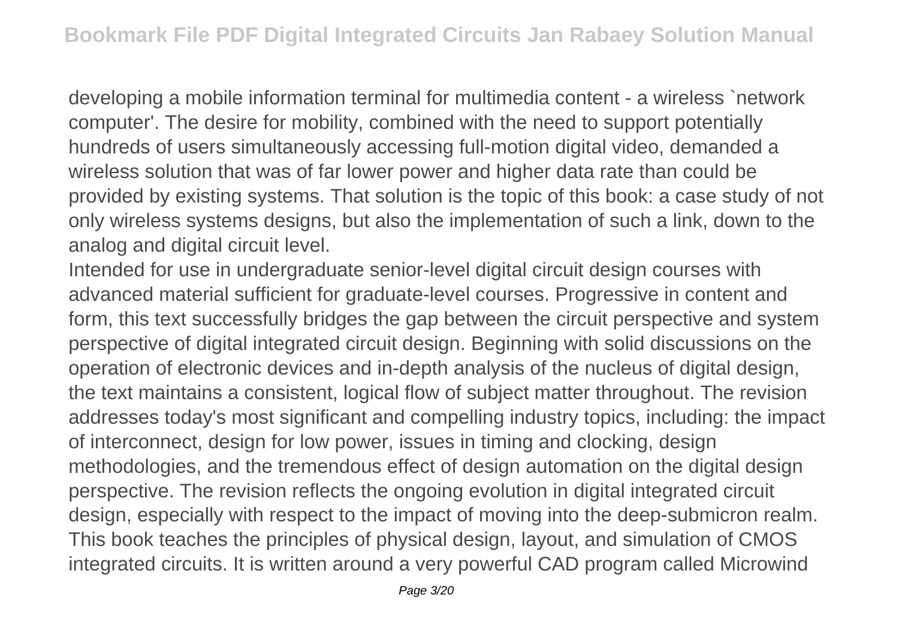developing a mobile information terminal for multimedia content - a wireless `network computer'. The desire for mobility, combined with the need to support potentially hundreds of users simultaneously accessing full-motion digital video, demanded a wireless solution that was of far lower power and higher data rate than could be provided by existing systems. That solution is the topic of this book: a case study of not only wireless systems designs, but also the implementation of such a link, down to the analog and digital circuit level.

Intended for use in undergraduate senior-level digital circuit design courses with advanced material sufficient for graduate-level courses. Progressive in content and form, this text successfully bridges the gap between the circuit perspective and system perspective of digital integrated circuit design. Beginning with solid discussions on the operation of electronic devices and in-depth analysis of the nucleus of digital design, the text maintains a consistent, logical flow of subject matter throughout. The revision addresses today's most significant and compelling industry topics, including: the impact of interconnect, design for low power, issues in timing and clocking, design methodologies, and the tremendous effect of design automation on the digital design perspective. The revision reflects the ongoing evolution in digital integrated circuit design, especially with respect to the impact of moving into the deep-submicron realm.

This book teaches the principles of physical design, layout, and simulation of CMOS integrated circuits. It is written around a very powerful CAD program called Microwind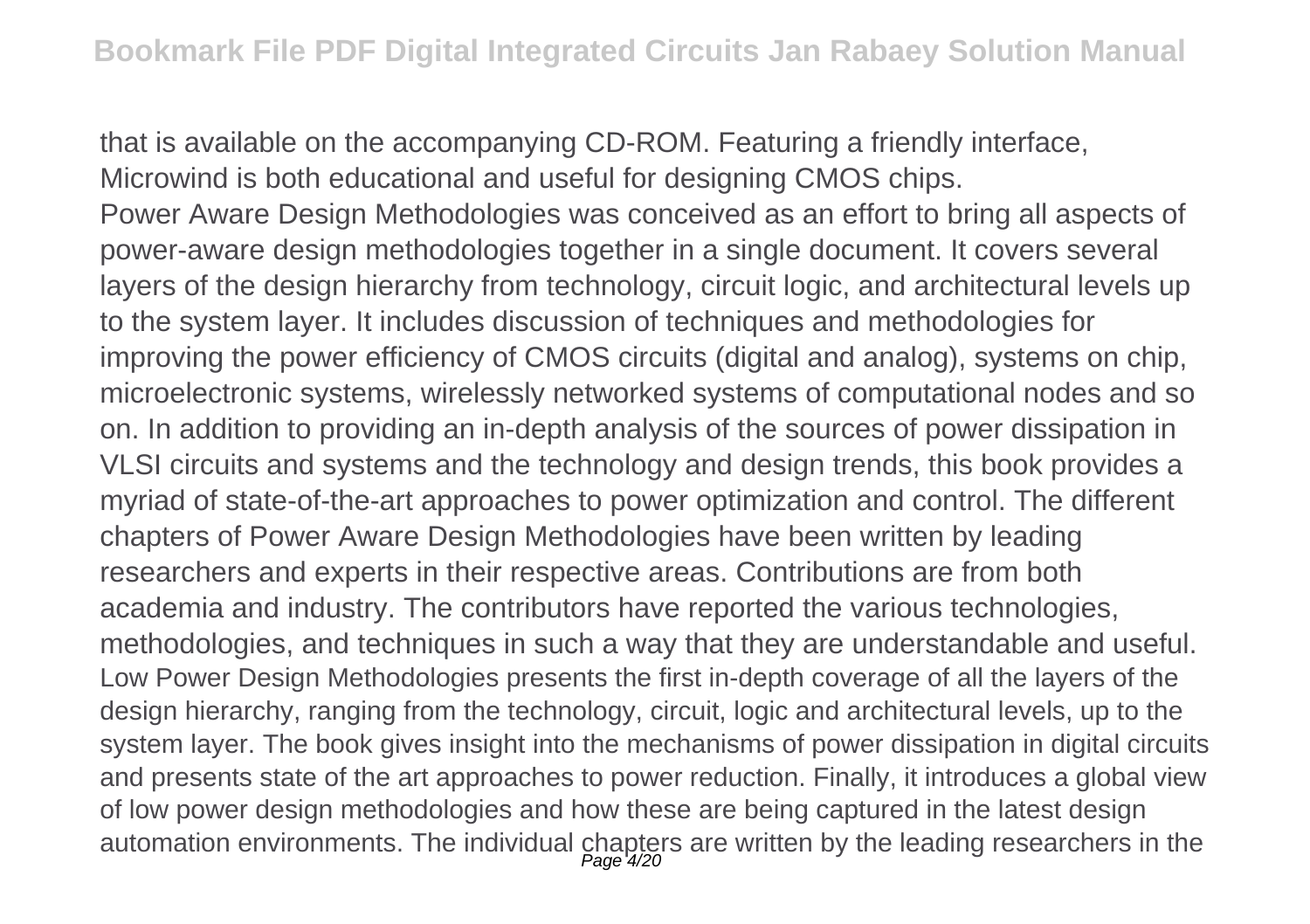that is available on the accompanying CD-ROM. Featuring a friendly interface, Microwind is both educational and useful for designing CMOS chips.

Power Aware Design Methodologies was conceived as an effort to bring all aspects of power-aware design methodologies together in a single document. It covers several layers of the design hierarchy from technology, circuit logic, and architectural levels up to the system layer. It includes discussion of techniques and methodologies for improving the power efficiency of CMOS circuits (digital and analog), systems on chip, microelectronic systems, wirelessly networked systems of computational nodes and so on. In addition to providing an in-depth analysis of the sources of power dissipation in VLSI circuits and systems and the technology and design trends, this book provides a myriad of state-of-the-art approaches to power optimization and control. The different chapters of Power Aware Design Methodologies have been written by leading researchers and experts in their respective areas. Contributions are from both academia and industry. The contributors have reported the various technologies, methodologies, and techniques in such a way that they are understandable and useful.

Low Power Design Methodologies presents the first in-depth coverage of all the layers of the design hierarchy, ranging from the technology, circuit, logic and architectural levels, up to the system layer. The book gives insight into the mechanisms of power dissipation in digital circuits and presents state of the art approaches to power reduction. Finally, it introduces a global view of low power design methodologies and how these are being captured in the latest design automation environments. The individual chapters are written by the leading researchers in the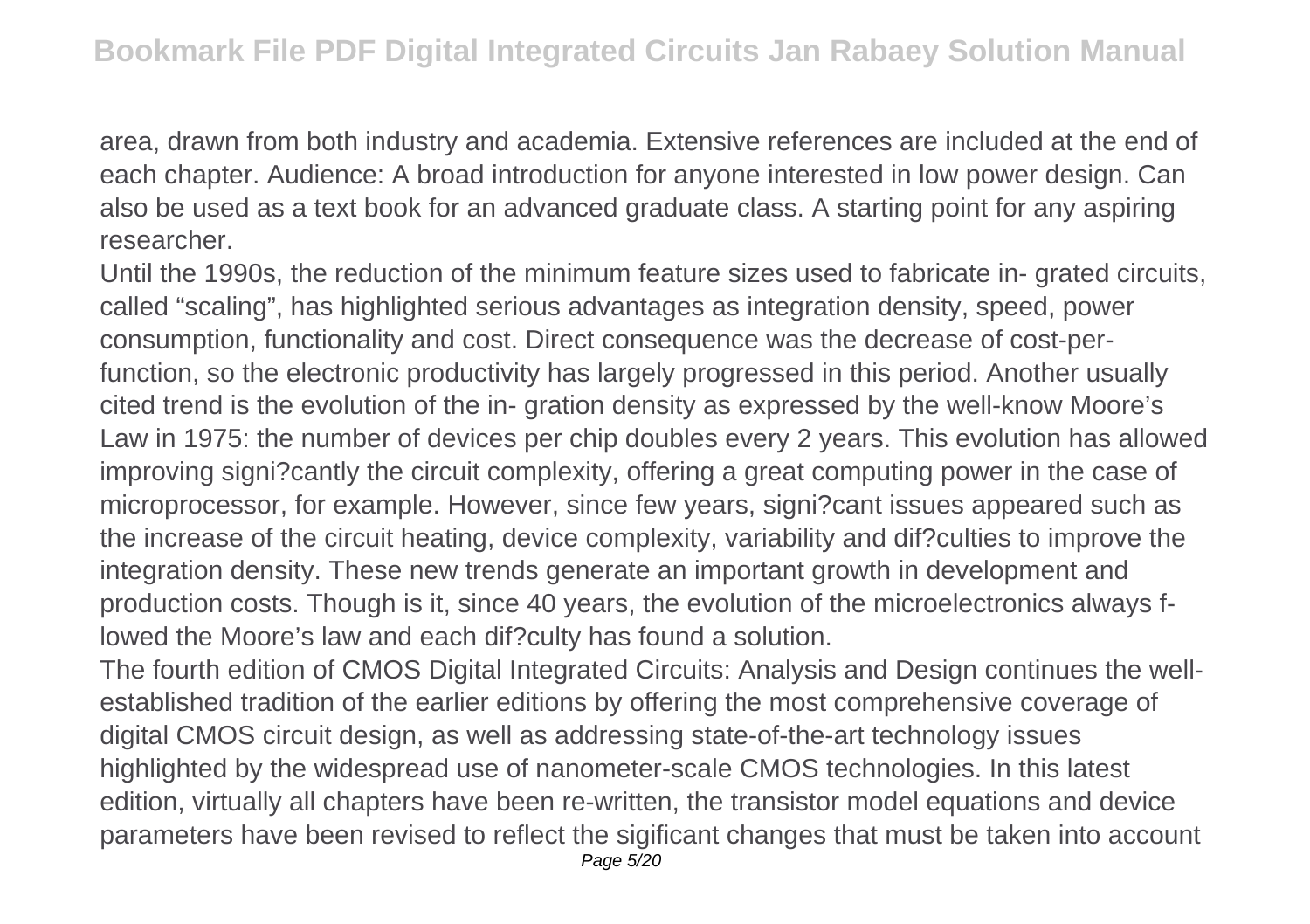area, drawn from both industry and academia. Extensive references are included at the end of each chapter. Audience: A broad introduction for anyone interested in low power design. Can also be used as a text book for an advanced graduate class. A starting point for any aspiring researcher.

Until the 1990s, the reduction of the minimum feature sizes used to fabricate in- grated circuits, called "scaling", has highlighted serious advantages as integration density, speed, power consumption, functionality and cost. Direct consequence was the decrease of cost-per-function, so the electronic productivity has largely progressed in this period. Another usually cited trend is the evolution of the in- gration density as expressed by the well-know Moore's Law in 1975: the number of devices per chip doubles every 2 years. This evolution has allowed improving signi?cantly the circuit complexity, offering a great computing power in the case of microprocessor, for example. However, since few years, signi?cant issues appeared such as the increase of the circuit heating, device complexity, variability and dif?culties to improve the integration density. These new trends generate an important growth in development and production costs. Though is it, since 40 years, the evolution of the microelectronics always f- lowed the Moore's law and each dif?culty has found a solution.

The fourth edition of CMOS Digital Integrated Circuits: Analysis and Design continues the well-established tradition of the earlier editions by offering the most comprehensive coverage of digital CMOS circuit design, as well as addressing state-of-the-art technology issues highlighted by the widespread use of nanometer-scale CMOS technologies. In this latest edition, virtually all chapters have been re-written, the transistor model equations and device parameters have been revised to reflect the sigificant changes that must be taken into account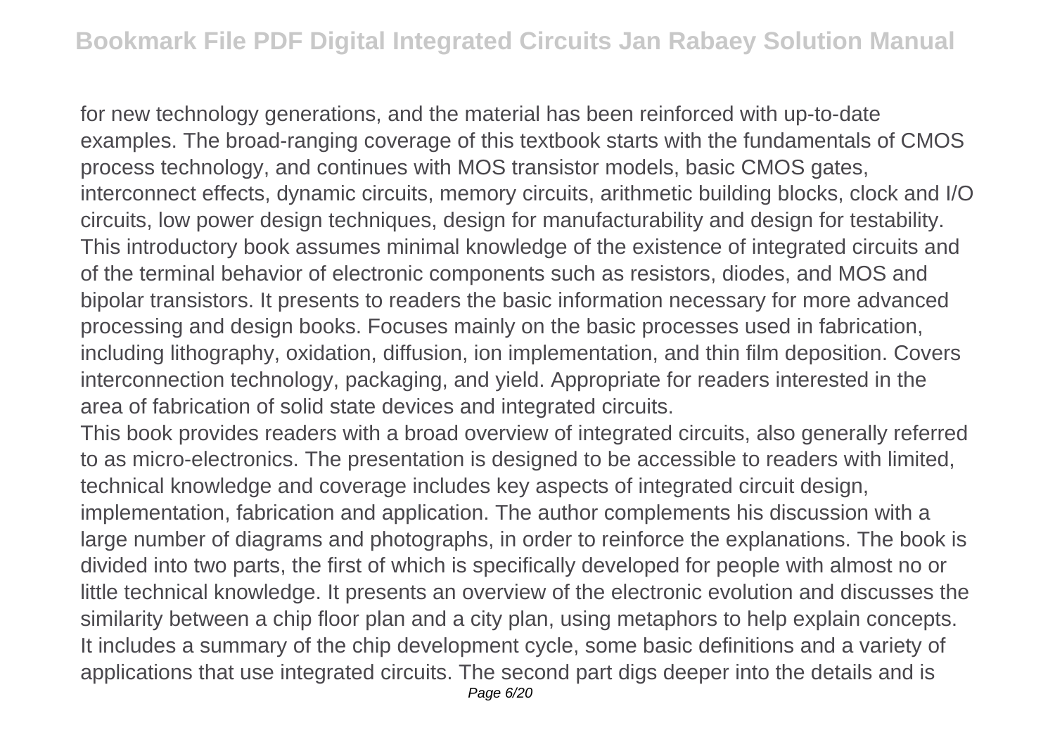for new technology generations, and the material has been reinforced with up-to-date examples. The broad-ranging coverage of this textbook starts with the fundamentals of CMOS process technology, and continues with MOS transistor models, basic CMOS gates, interconnect effects, dynamic circuits, memory circuits, arithmetic building blocks, clock and I/O circuits, low power design techniques, design for manufacturability and design for testability. This introductory book assumes minimal knowledge of the existence of integrated circuits and of the terminal behavior of electronic components such as resistors, diodes, and MOS and bipolar transistors. It presents to readers the basic information necessary for more advanced processing and design books. Focuses mainly on the basic processes used in fabrication, including lithography, oxidation, diffusion, ion implementation, and thin film deposition. Covers interconnection technology, packaging, and yield. Appropriate for readers interested in the area of fabrication of solid state devices and integrated circuits.

This book provides readers with a broad overview of integrated circuits, also generally referred to as micro-electronics. The presentation is designed to be accessible to readers with limited, technical knowledge and coverage includes key aspects of integrated circuit design, implementation, fabrication and application. The author complements his discussion with a large number of diagrams and photographs, in order to reinforce the explanations. The book is divided into two parts, the first of which is specifically developed for people with almost no or little technical knowledge. It presents an overview of the electronic evolution and discusses the similarity between a chip floor plan and a city plan, using metaphors to help explain concepts. It includes a summary of the chip development cycle, some basic definitions and a variety of applications that use integrated circuits. The second part digs deeper into the details and is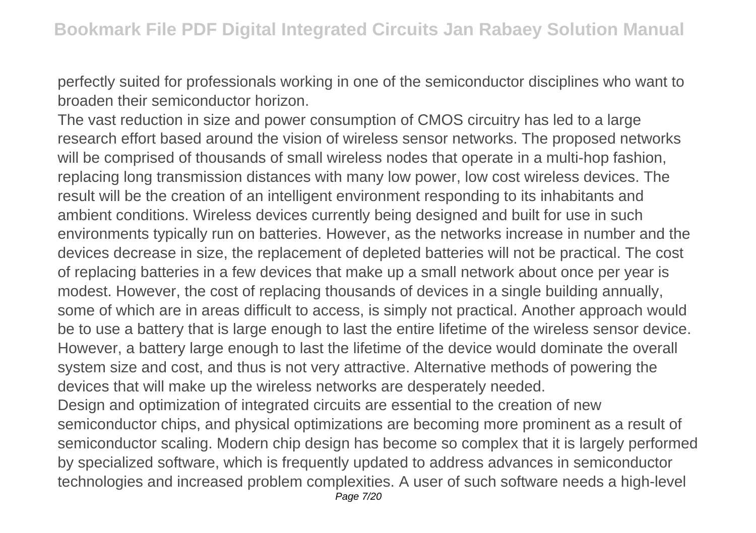perfectly suited for professionals working in one of the semiconductor disciplines who want to broaden their semiconductor horizon.

The vast reduction in size and power consumption of CMOS circuitry has led to a large research effort based around the vision of wireless sensor networks. The proposed networks will be comprised of thousands of small wireless nodes that operate in a multi-hop fashion, replacing long transmission distances with many low power, low cost wireless devices. The result will be the creation of an intelligent environment responding to its inhabitants and ambient conditions. Wireless devices currently being designed and built for use in such environments typically run on batteries. However, as the networks increase in number and the devices decrease in size, the replacement of depleted batteries will not be practical. The cost of replacing batteries in a few devices that make up a small network about once per year is modest. However, the cost of replacing thousands of devices in a single building annually, some of which are in areas difficult to access, is simply not practical. Another approach would be to use a battery that is large enough to last the entire lifetime of the wireless sensor device. However, a battery large enough to last the lifetime of the device would dominate the overall system size and cost, and thus is not very attractive. Alternative methods of powering the devices that will make up the wireless networks are desperately needed.

Design and optimization of integrated circuits are essential to the creation of new semiconductor chips, and physical optimizations are becoming more prominent as a result of semiconductor scaling. Modern chip design has become so complex that it is largely performed by specialized software, which is frequently updated to address advances in semiconductor technologies and increased problem complexities. A user of such software needs a high-level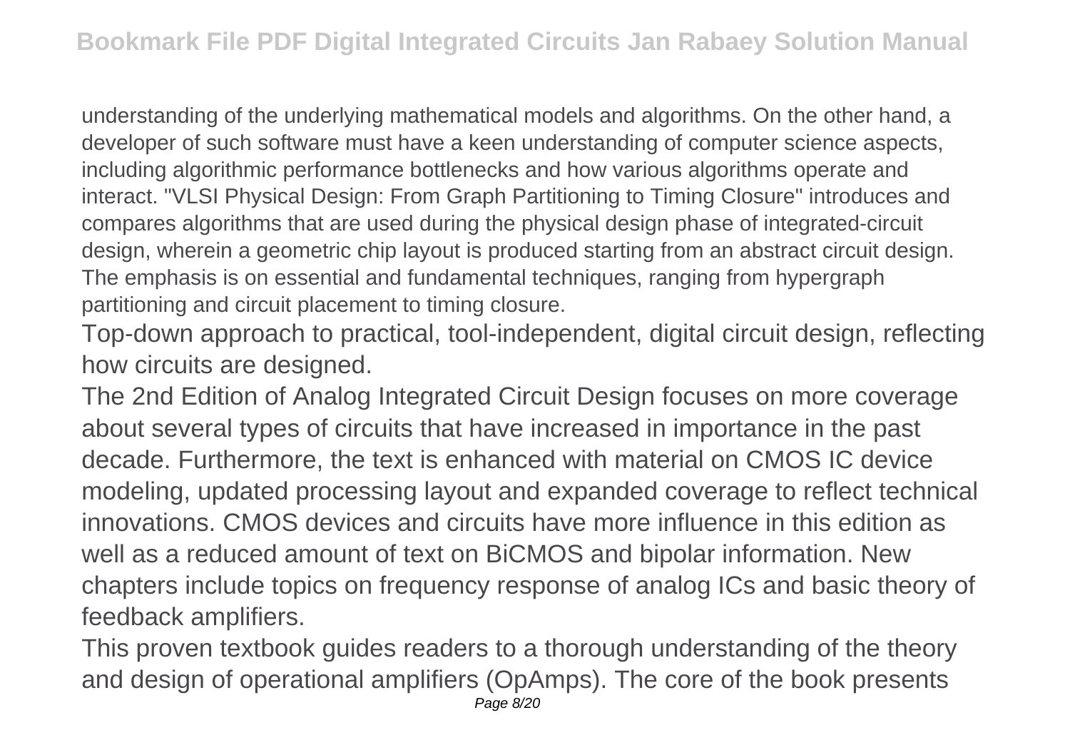understanding of the underlying mathematical models and algorithms. On the other hand, a developer of such software must have a keen understanding of computer science aspects, including algorithmic performance bottlenecks and how various algorithms operate and interact. "VLSI Physical Design: From Graph Partitioning to Timing Closure" introduces and compares algorithms that are used during the physical design phase of integrated-circuit design, wherein a geometric chip layout is produced starting from an abstract circuit design. The emphasis is on essential and fundamental techniques, ranging from hypergraph partitioning and circuit placement to timing closure.

Top-down approach to practical, tool-independent, digital circuit design, reflecting how circuits are designed.

The 2nd Edition of Analog Integrated Circuit Design focuses on more coverage about several types of circuits that have increased in importance in the past decade. Furthermore, the text is enhanced with material on CMOS IC device modeling, updated processing layout and expanded coverage to reflect technical innovations. CMOS devices and circuits have more influence in this edition as well as a reduced amount of text on BiCMOS and bipolar information. New chapters include topics on frequency response of analog ICs and basic theory of feedback amplifiers.

This proven textbook guides readers to a thorough understanding of the theory and design of operational amplifiers (OpAmps). The core of the book presents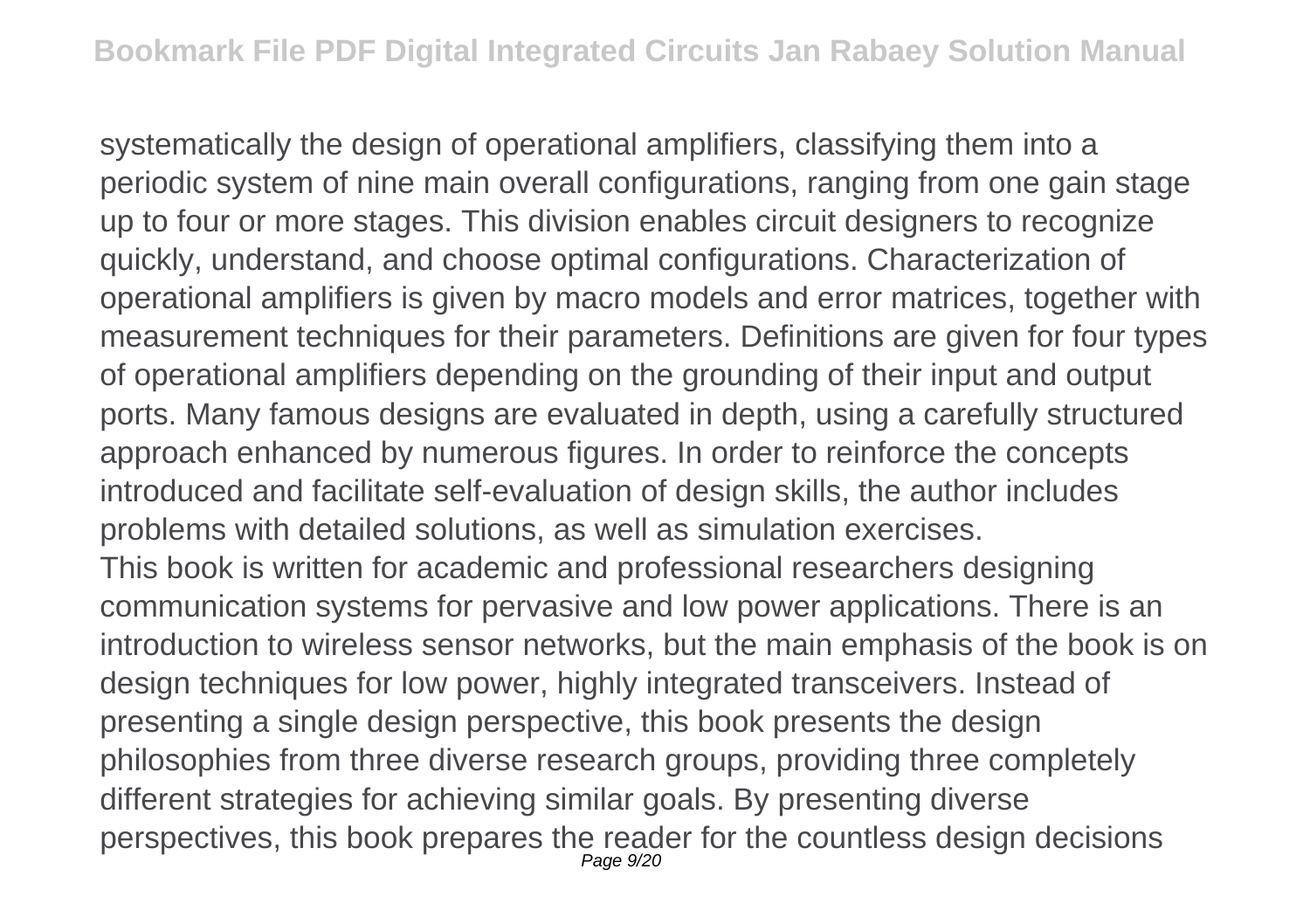systematically the design of operational amplifiers, classifying them into a periodic system of nine main overall configurations, ranging from one gain stage up to four or more stages. This division enables circuit designers to recognize quickly, understand, and choose optimal configurations. Characterization of operational amplifiers is given by macro models and error matrices, together with measurement techniques for their parameters. Definitions are given for four types of operational amplifiers depending on the grounding of their input and output ports. Many famous designs are evaluated in depth, using a carefully structured approach enhanced by numerous figures. In order to reinforce the concepts introduced and facilitate self-evaluation of design skills, the author includes problems with detailed solutions, as well as simulation exercises.

This book is written for academic and professional researchers designing communication systems for pervasive and low power applications. There is an introduction to wireless sensor networks, but the main emphasis of the book is on design techniques for low power, highly integrated transceivers. Instead of presenting a single design perspective, this book presents the design philosophies from three diverse research groups, providing three completely different strategies for achieving similar goals. By presenting diverse perspectives, this book prepares the reader for the countless design decisions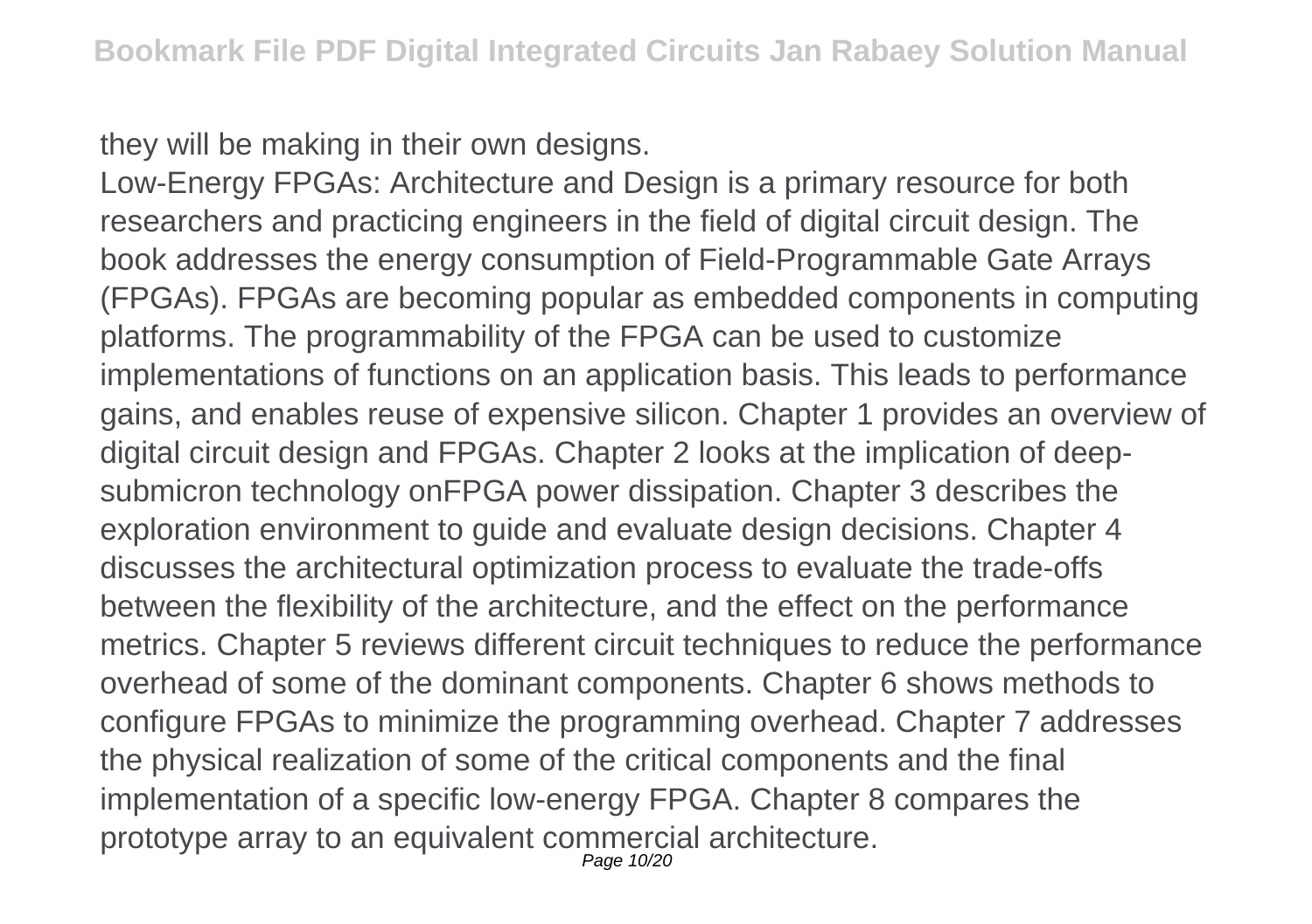they will be making in their own designs.

Low-Energy FPGAs: Architecture and Design is a primary resource for both researchers and practicing engineers in the field of digital circuit design. The book addresses the energy consumption of Field-Programmable Gate Arrays (FPGAs). FPGAs are becoming popular as embedded components in computing platforms. The programmability of the FPGA can be used to customize implementations of functions on an application basis. This leads to performance gains, and enables reuse of expensive silicon. Chapter 1 provides an overview of digital circuit design and FPGAs. Chapter 2 looks at the implication of deep-submicron technology onFPGA power dissipation. Chapter 3 describes the exploration environment to guide and evaluate design decisions. Chapter 4 discusses the architectural optimization process to evaluate the trade-offs between the flexibility of the architecture, and the effect on the performance metrics. Chapter 5 reviews different circuit techniques to reduce the performance overhead of some of the dominant components. Chapter 6 shows methods to configure FPGAs to minimize the programming overhead. Chapter 7 addresses the physical realization of some of the critical components and the final implementation of a specific low-energy FPGA. Chapter 8 compares the prototype array to an equivalent commercial architecture.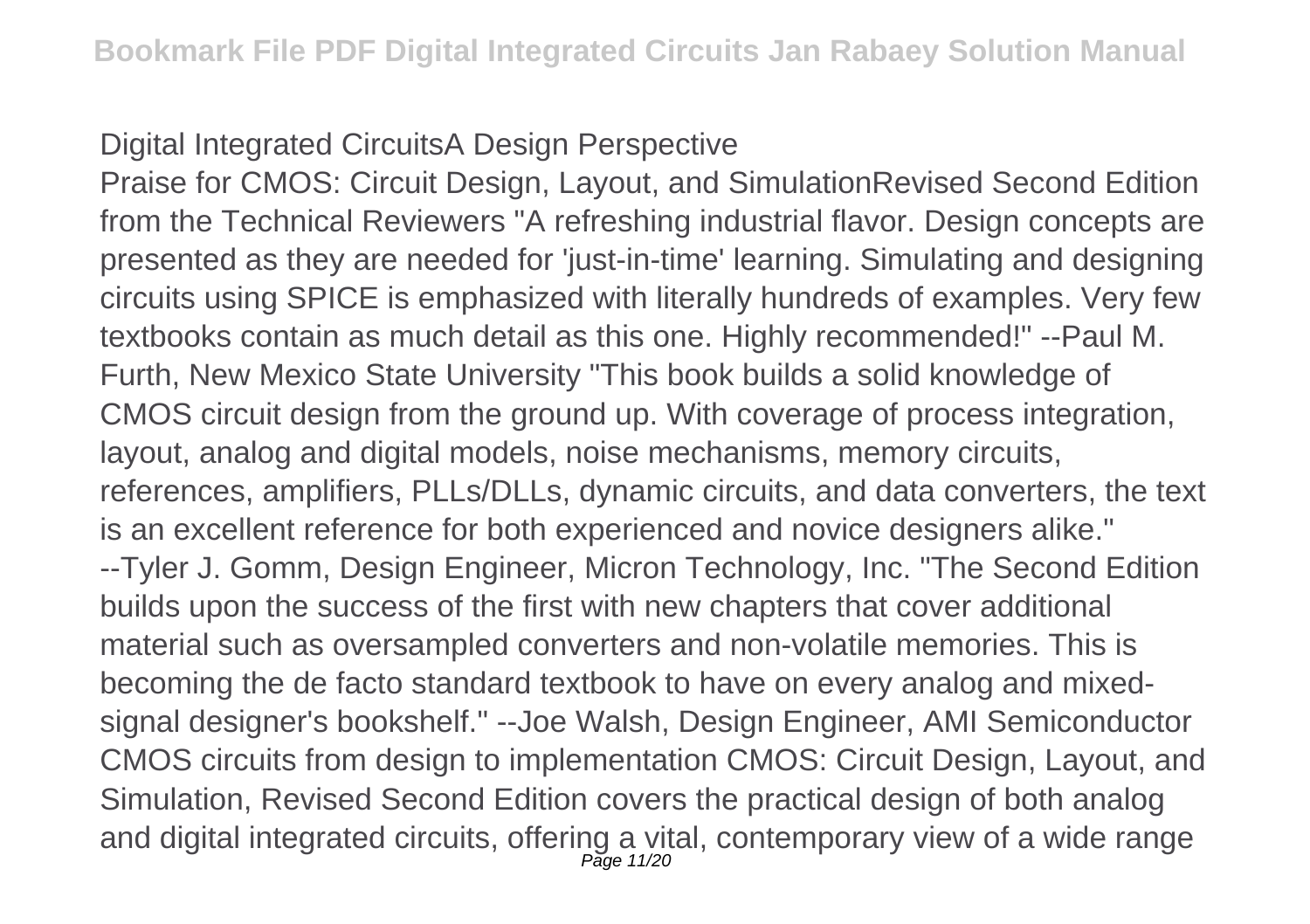Digital Integrated CircuitsA Design Perspective

Praise for CMOS: Circuit Design, Layout, and SimulationRevised Second Edition from the Technical Reviewers "A refreshing industrial flavor. Design concepts are presented as they are needed for 'just-in-time' learning. Simulating and designing circuits using SPICE is emphasized with literally hundreds of examples. Very few textbooks contain as much detail as this one. Highly recommended!" --Paul M. Furth, New Mexico State University "This book builds a solid knowledge of CMOS circuit design from the ground up. With coverage of process integration, layout, analog and digital models, noise mechanisms, memory circuits, references, amplifiers, PLLs/DLLs, dynamic circuits, and data converters, the text is an excellent reference for both experienced and novice designers alike." --Tyler J. Gomm, Design Engineer, Micron Technology, Inc. "The Second Edition builds upon the success of the first with new chapters that cover additional material such as oversampled converters and non-volatile memories. This is becoming the de facto standard textbook to have on every analog and mixed-signal designer's bookshelf." --Joe Walsh, Design Engineer, AMI Semiconductor CMOS circuits from design to implementation CMOS: Circuit Design, Layout, and Simulation, Revised Second Edition covers the practical design of both analog and digital integrated circuits, offering a vital, contemporary view of a wide range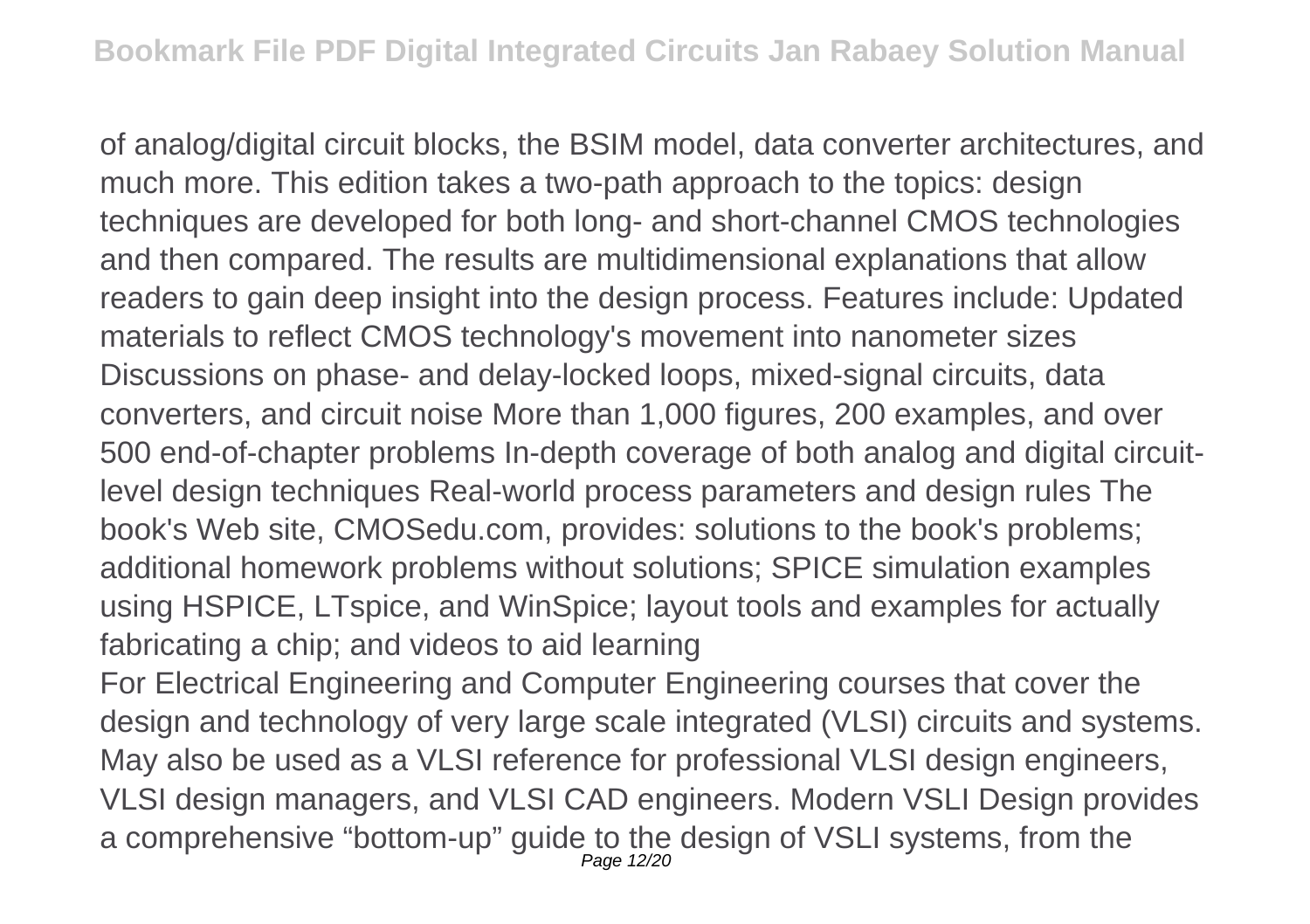of analog/digital circuit blocks, the BSIM model, data converter architectures, and much more. This edition takes a two-path approach to the topics: design techniques are developed for both long- and short-channel CMOS technologies and then compared. The results are multidimensional explanations that allow readers to gain deep insight into the design process. Features include: Updated materials to reflect CMOS technology's movement into nanometer sizes Discussions on phase- and delay-locked loops, mixed-signal circuits, data converters, and circuit noise More than 1,000 figures, 200 examples, and over 500 end-of-chapter problems In-depth coverage of both analog and digital circuit-level design techniques Real-world process parameters and design rules The book's Web site, CMOSedu.com, provides: solutions to the book's problems; additional homework problems without solutions; SPICE simulation examples using HSPICE, LTspice, and WinSpice; layout tools and examples for actually fabricating a chip; and videos to aid learning

For Electrical Engineering and Computer Engineering courses that cover the design and technology of very large scale integrated (VLSI) circuits and systems. May also be used as a VLSI reference for professional VLSI design engineers, VLSI design managers, and VLSI CAD engineers. Modern VSLI Design provides a comprehensive "bottom-up" guide to the design of VSLI systems, from the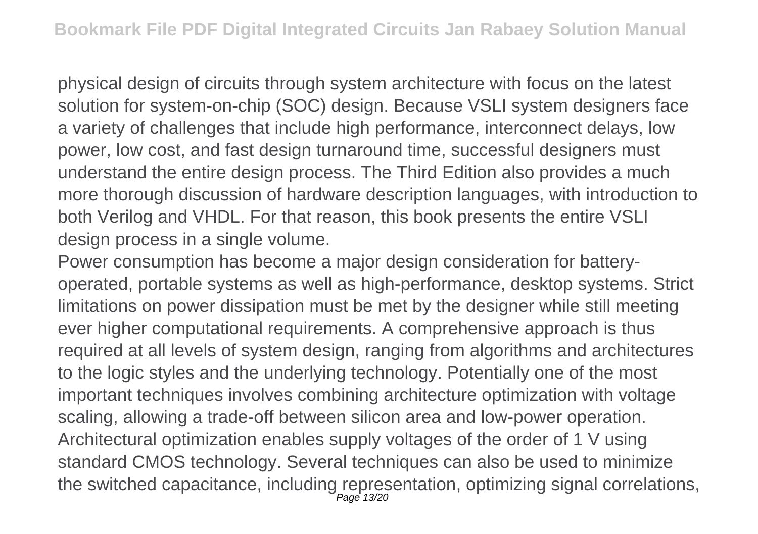physical design of circuits through system architecture with focus on the latest solution for system-on-chip (SOC) design. Because VSLI system designers face a variety of challenges that include high performance, interconnect delays, low power, low cost, and fast design turnaround time, successful designers must understand the entire design process. The Third Edition also provides a much more thorough discussion of hardware description languages, with introduction to both Verilog and VHDL. For that reason, this book presents the entire VSLI design process in a single volume.

Power consumption has become a major design consideration for battery-operated, portable systems as well as high-performance, desktop systems. Strict limitations on power dissipation must be met by the designer while still meeting ever higher computational requirements. A comprehensive approach is thus required at all levels of system design, ranging from algorithms and architectures to the logic styles and the underlying technology. Potentially one of the most important techniques involves combining architecture optimization with voltage scaling, allowing a trade-off between silicon area and low-power operation. Architectural optimization enables supply voltages of the order of 1 V using standard CMOS technology. Several techniques can also be used to minimize the switched capacitance, including representation, optimizing signal correlations,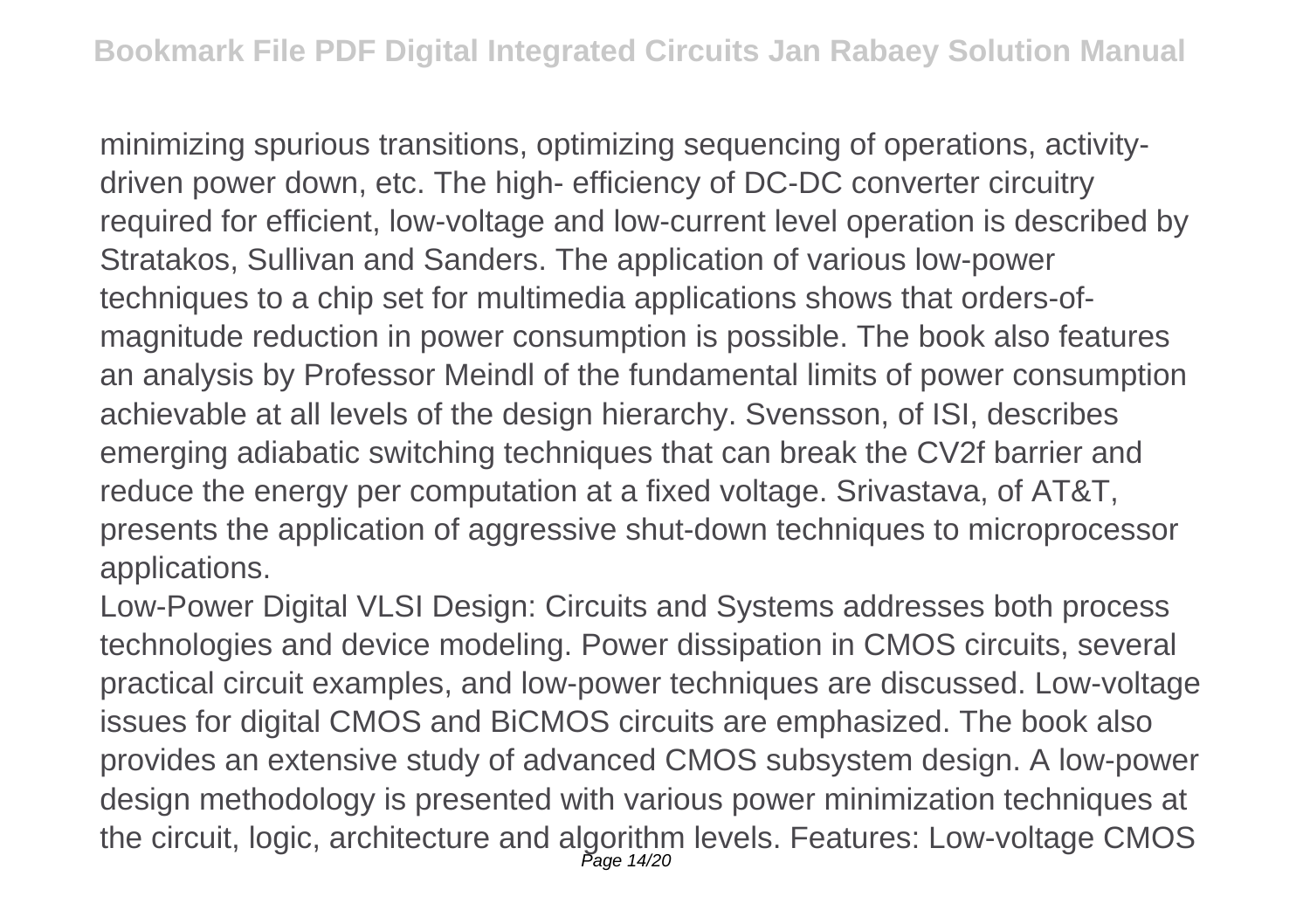minimizing spurious transitions, optimizing sequencing of operations, activity-driven power down, etc. The high- efficiency of DC-DC converter circuitry required for efficient, low-voltage and low-current level operation is described by Stratakos, Sullivan and Sanders. The application of various low-power techniques to a chip set for multimedia applications shows that orders-of-magnitude reduction in power consumption is possible. The book also features an analysis by Professor Meindl of the fundamental limits of power consumption achievable at all levels of the design hierarchy. Svensson, of ISI, describes emerging adiabatic switching techniques that can break the CV2f barrier and reduce the energy per computation at a fixed voltage. Srivastava, of AT&T, presents the application of aggressive shut-down techniques to microprocessor applications.

Low-Power Digital VLSI Design: Circuits and Systems addresses both process technologies and device modeling. Power dissipation in CMOS circuits, several practical circuit examples, and low-power techniques are discussed. Low-voltage issues for digital CMOS and BiCMOS circuits are emphasized. The book also provides an extensive study of advanced CMOS subsystem design. A low-power design methodology is presented with various power minimization techniques at the circuit, logic, architecture and algorithm levels. Features: Low-voltage CMOS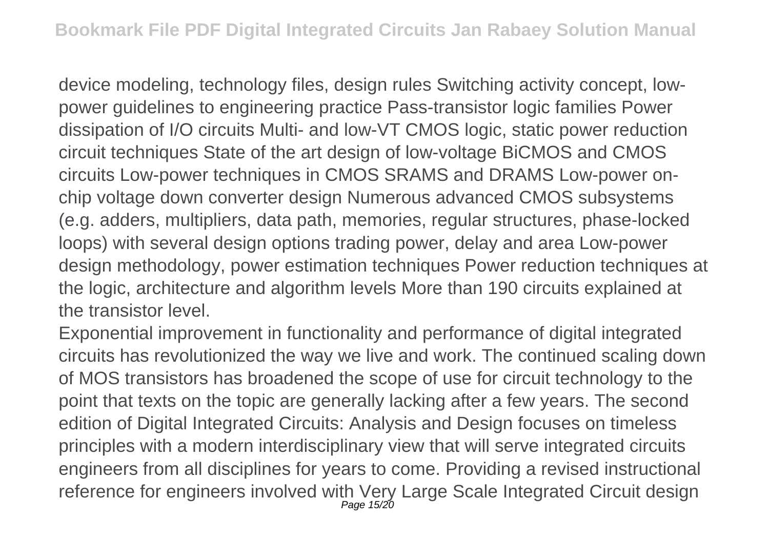device modeling, technology files, design rules Switching activity concept, low-power guidelines to engineering practice Pass-transistor logic families Power dissipation of I/O circuits Multi- and low-VT CMOS logic, static power reduction circuit techniques State of the art design of low-voltage BiCMOS and CMOS circuits Low-power techniques in CMOS SRAMS and DRAMS Low-power on-chip voltage down converter design Numerous advanced CMOS subsystems (e.g. adders, multipliers, data path, memories, regular structures, phase-locked loops) with several design options trading power, delay and area Low-power design methodology, power estimation techniques Power reduction techniques at the logic, architecture and algorithm levels More than 190 circuits explained at the transistor level.

Exponential improvement in functionality and performance of digital integrated circuits has revolutionized the way we live and work. The continued scaling down of MOS transistors has broadened the scope of use for circuit technology to the point that texts on the topic are generally lacking after a few years. The second edition of Digital Integrated Circuits: Analysis and Design focuses on timeless principles with a modern interdisciplinary view that will serve integrated circuits engineers from all disciplines for years to come. Providing a revised instructional reference for engineers involved with Very Large Scale Integrated Circuit design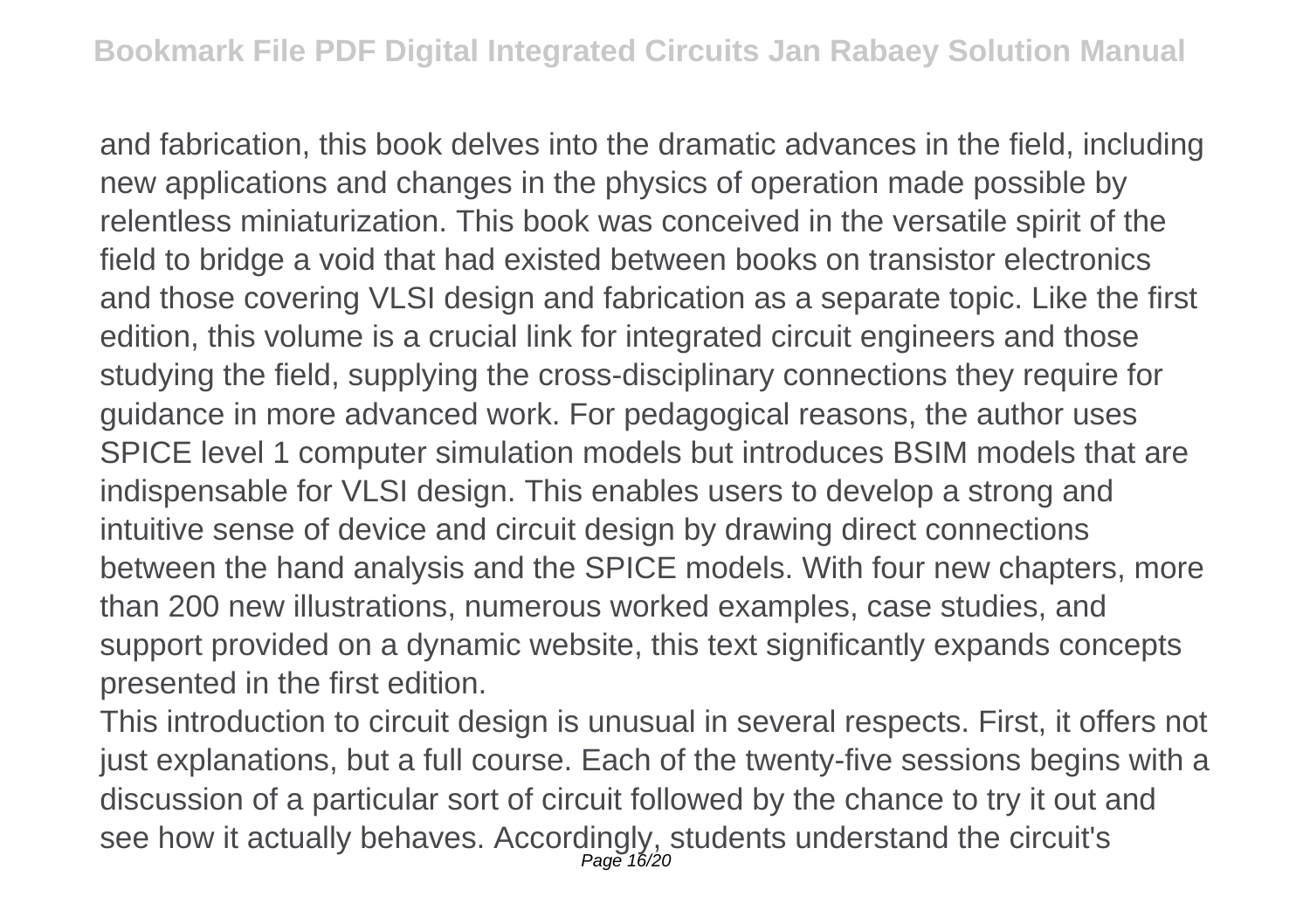and fabrication, this book delves into the dramatic advances in the field, including new applications and changes in the physics of operation made possible by relentless miniaturization. This book was conceived in the versatile spirit of the field to bridge a void that had existed between books on transistor electronics and those covering VLSI design and fabrication as a separate topic. Like the first edition, this volume is a crucial link for integrated circuit engineers and those studying the field, supplying the cross-disciplinary connections they require for guidance in more advanced work. For pedagogical reasons, the author uses SPICE level 1 computer simulation models but introduces BSIM models that are indispensable for VLSI design. This enables users to develop a strong and intuitive sense of device and circuit design by drawing direct connections between the hand analysis and the SPICE models. With four new chapters, more than 200 new illustrations, numerous worked examples, case studies, and support provided on a dynamic website, this text significantly expands concepts presented in the first edition.

This introduction to circuit design is unusual in several respects. First, it offers not just explanations, but a full course. Each of the twenty-five sessions begins with a discussion of a particular sort of circuit followed by the chance to try it out and see how it actually behaves. Accordingly, students understand the circuit's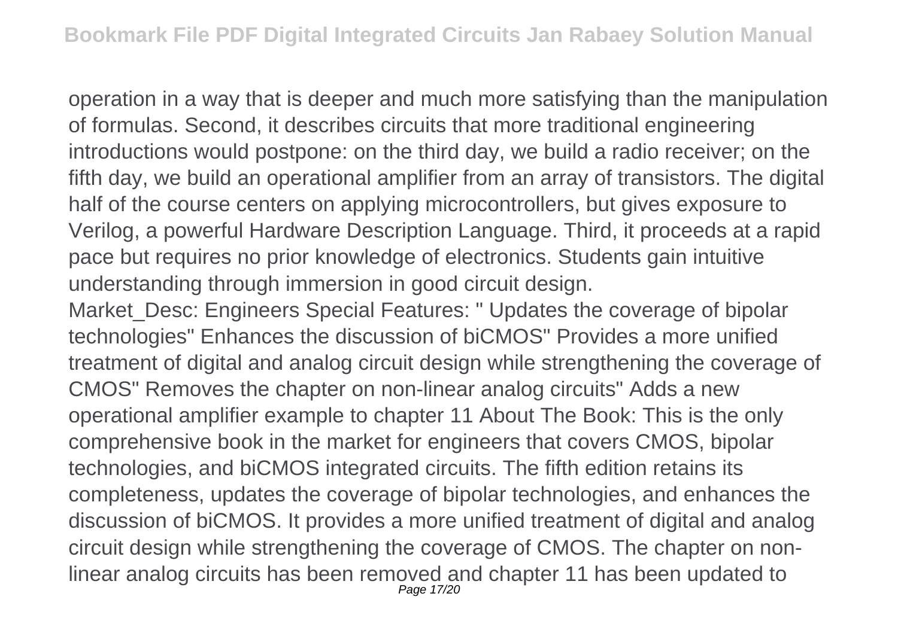operation in a way that is deeper and much more satisfying than the manipulation of formulas. Second, it describes circuits that more traditional engineering introductions would postpone: on the third day, we build a radio receiver; on the fifth day, we build an operational amplifier from an array of transistors. The digital half of the course centers on applying microcontrollers, but gives exposure to Verilog, a powerful Hardware Description Language. Third, it proceeds at a rapid pace but requires no prior knowledge of electronics. Students gain intuitive understanding through immersion in good circuit design.

Market_Desc: Engineers Special Features: " Updates the coverage of bipolar technologies" Enhances the discussion of biCMOS" Provides a more unified treatment of digital and analog circuit design while strengthening the coverage of CMOS" Removes the chapter on non-linear analog circuits" Adds a new operational amplifier example to chapter 11 About The Book: This is the only comprehensive book in the market for engineers that covers CMOS, bipolar technologies, and biCMOS integrated circuits. The fifth edition retains its completeness, updates the coverage of bipolar technologies, and enhances the discussion of biCMOS. It provides a more unified treatment of digital and analog circuit design while strengthening the coverage of CMOS. The chapter on non-linear analog circuits has been removed and chapter 11 has been updated to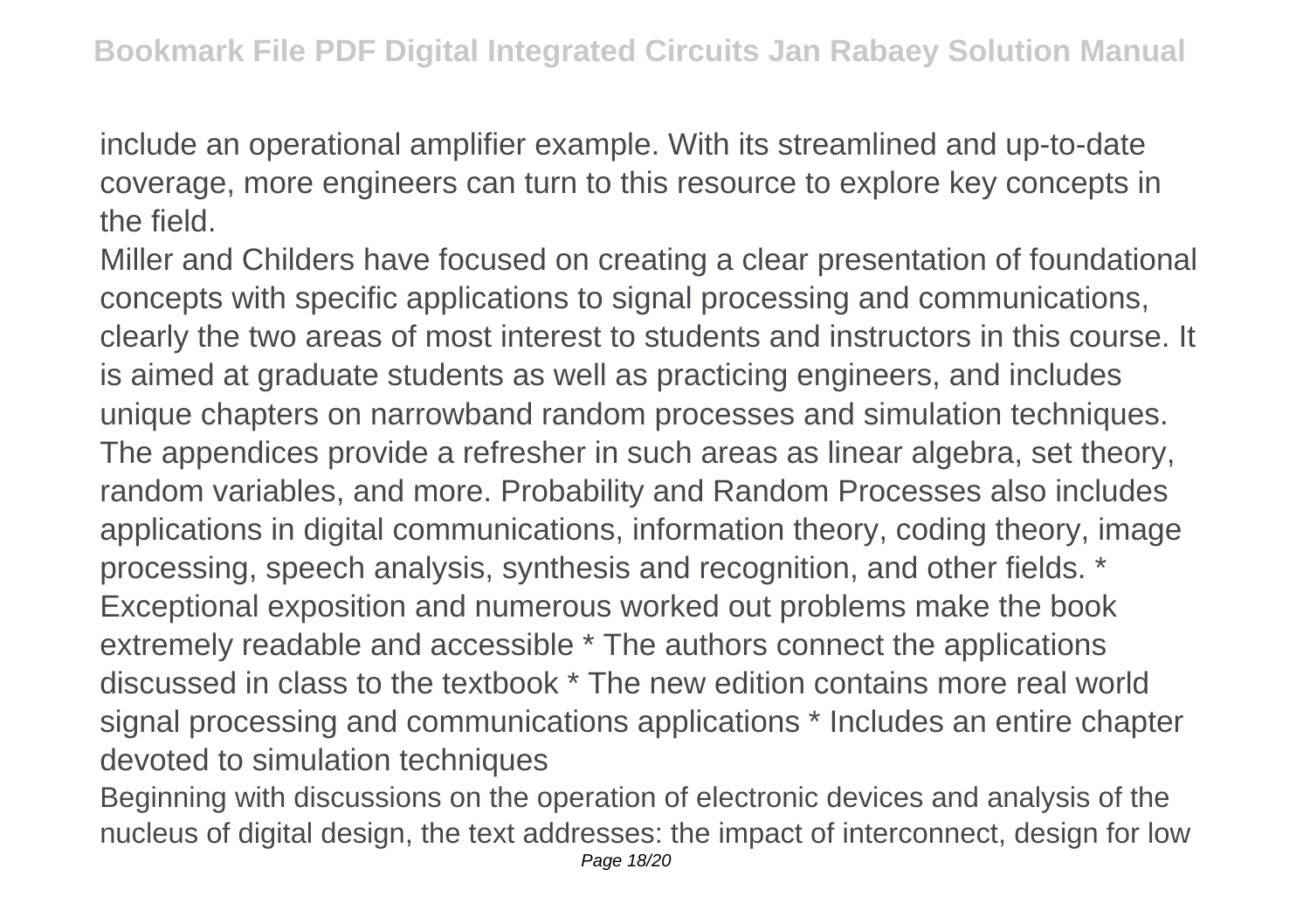include an operational amplifier example. With its streamlined and up-to-date coverage, more engineers can turn to this resource to explore key concepts in the field.

Miller and Childers have focused on creating a clear presentation of foundational concepts with specific applications to signal processing and communications, clearly the two areas of most interest to students and instructors in this course. It is aimed at graduate students as well as practicing engineers, and includes unique chapters on narrowband random processes and simulation techniques. The appendices provide a refresher in such areas as linear algebra, set theory, random variables, and more. Probability and Random Processes also includes applications in digital communications, information theory, coding theory, image processing, speech analysis, synthesis and recognition, and other fields. * Exceptional exposition and numerous worked out problems make the book extremely readable and accessible * The authors connect the applications discussed in class to the textbook * The new edition contains more real world signal processing and communications applications * Includes an entire chapter devoted to simulation techniques

Beginning with discussions on the operation of electronic devices and analysis of the nucleus of digital design, the text addresses: the impact of interconnect, design for low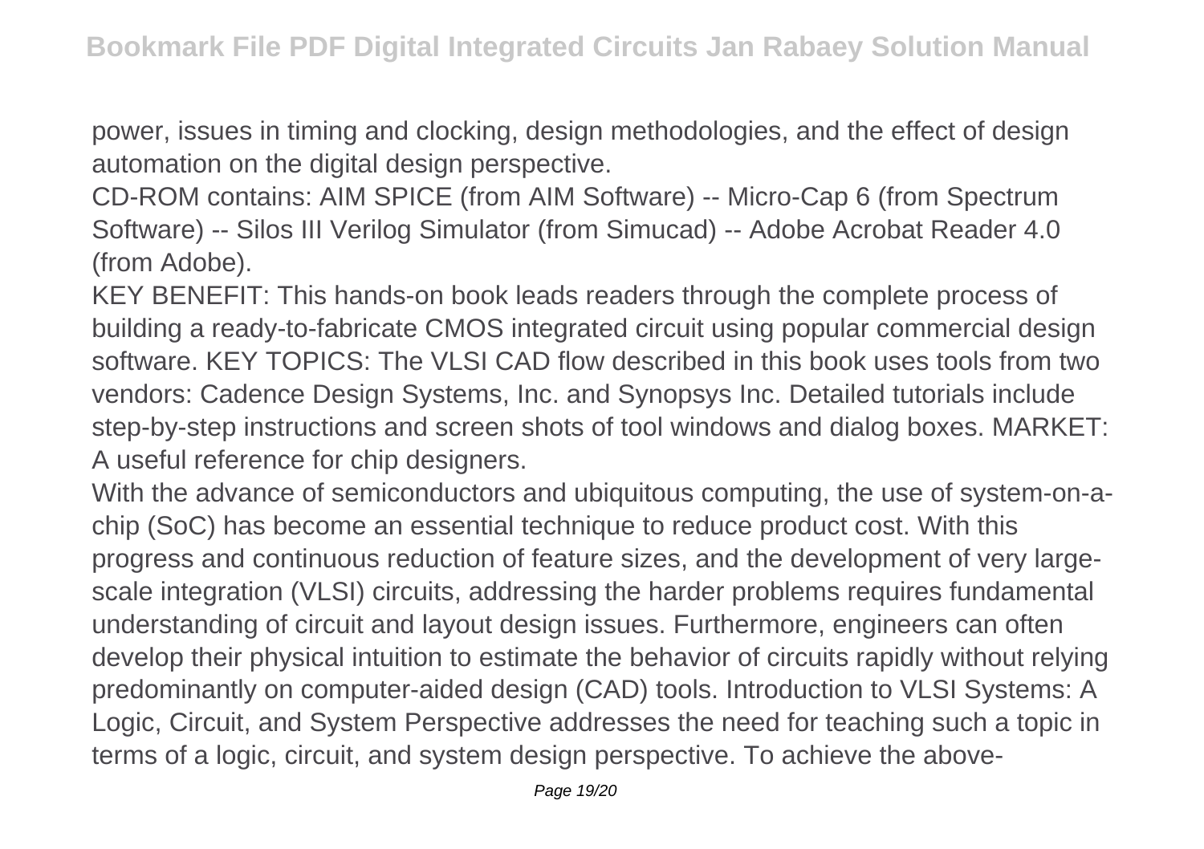power, issues in timing and clocking, design methodologies, and the effect of design automation on the digital design perspective.

CD-ROM contains: AIM SPICE (from AIM Software) -- Micro-Cap 6 (from Spectrum Software) -- Silos III Verilog Simulator (from Simucad) -- Adobe Acrobat Reader 4.0 (from Adobe).

KEY BENEFIT: This hands-on book leads readers through the complete process of building a ready-to-fabricate CMOS integrated circuit using popular commercial design software. KEY TOPICS: The VLSI CAD flow described in this book uses tools from two vendors: Cadence Design Systems, Inc. and Synopsys Inc. Detailed tutorials include step-by-step instructions and screen shots of tool windows and dialog boxes. MARKET: A useful reference for chip designers.

With the advance of semiconductors and ubiquitous computing, the use of system-on-a-chip (SoC) has become an essential technique to reduce product cost. With this progress and continuous reduction of feature sizes, and the development of very large-scale integration (VLSI) circuits, addressing the harder problems requires fundamental understanding of circuit and layout design issues. Furthermore, engineers can often develop their physical intuition to estimate the behavior of circuits rapidly without relying predominantly on computer-aided design (CAD) tools. Introduction to VLSI Systems: A Logic, Circuit, and System Perspective addresses the need for teaching such a topic in terms of a logic, circuit, and system design perspective. To achieve the above-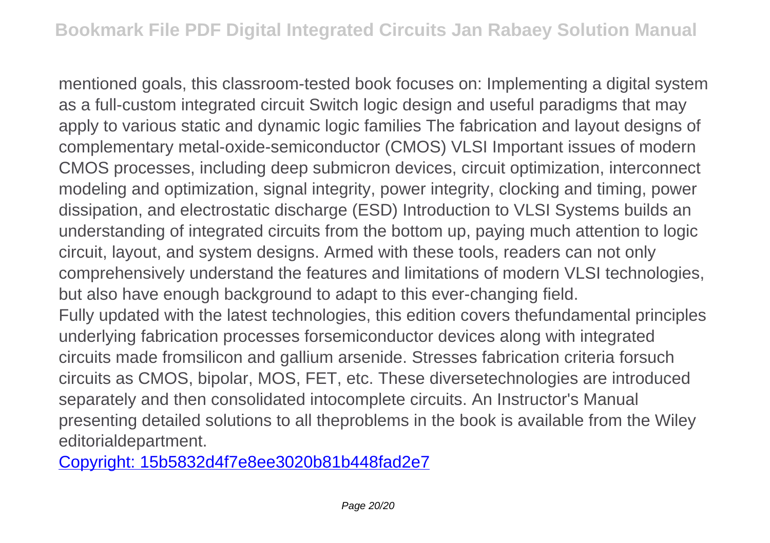mentioned goals, this classroom-tested book focuses on: Implementing a digital system as a full-custom integrated circuit Switch logic design and useful paradigms that may apply to various static and dynamic logic families The fabrication and layout designs of complementary metal-oxide-semiconductor (CMOS) VLSI Important issues of modern CMOS processes, including deep submicron devices, circuit optimization, interconnect modeling and optimization, signal integrity, power integrity, clocking and timing, power dissipation, and electrostatic discharge (ESD) Introduction to VLSI Systems builds an understanding of integrated circuits from the bottom up, paying much attention to logic circuit, layout, and system designs. Armed with these tools, readers can not only comprehensively understand the features and limitations of modern VLSI technologies, but also have enough background to adapt to this ever-changing field.

Fully updated with the latest technologies, this edition covers thefundamental principles underlying fabrication processes forsemiconductor devices along with integrated circuits made fromsilicon and gallium arsenide. Stresses fabrication criteria forsuch circuits as CMOS, bipolar, MOS, FET, etc. These diversetechnologies are introduced separately and then consolidated intocomplete circuits. An Instructor's Manual presenting detailed solutions to all theproblems in the book is available from the Wiley editorialdepartment.

Copyright: 15b5832d4f7e8ee3020b81b448fad2e7